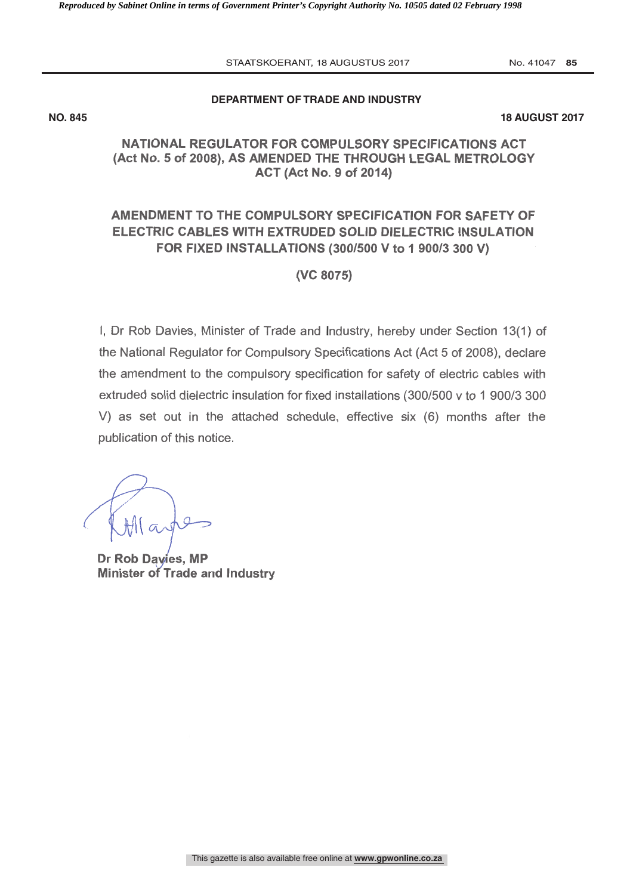**DEPARTMENT OF TRADE AND INDUSTRY**

**NO. 845** **18 AUGUST 2017**

## NATIONAL REGULATOR FOR COMPULSORY SPECIFICATIONS ACT (Act No. 5 of 2008), AS AMENDED THE THROUGH LEGAL METROLOGY ACT (Act No. 9 of 2014)

## AMENDMENT TO THE COMPULSORY SPECIFICATION FOR SAFETY OF ELECTRIC CABLES WITH EXTRUDED SOLID DIELECTRIC INSULATION FOR FIXED INSTALLATIONS (300/500 V to 1 900/3 300 V)

## (VC 8075)

I, Dr Rob Davies, Minister of Trade and Industry, hereby under Section 13(1) of the National Regulator for Compulsory Specifications Act (Act 5 of 2008), declare the amendment to the compulsory specification for safety of electric cables with extruded solid dielectric insulation for fixed installations (300/500 v to 1 900/3 300 V) as set out in the attached schedule, effective six (6) months after the publication of this notice.

**Dr Rob Davies, MP**
**Minister of Trade and Industry**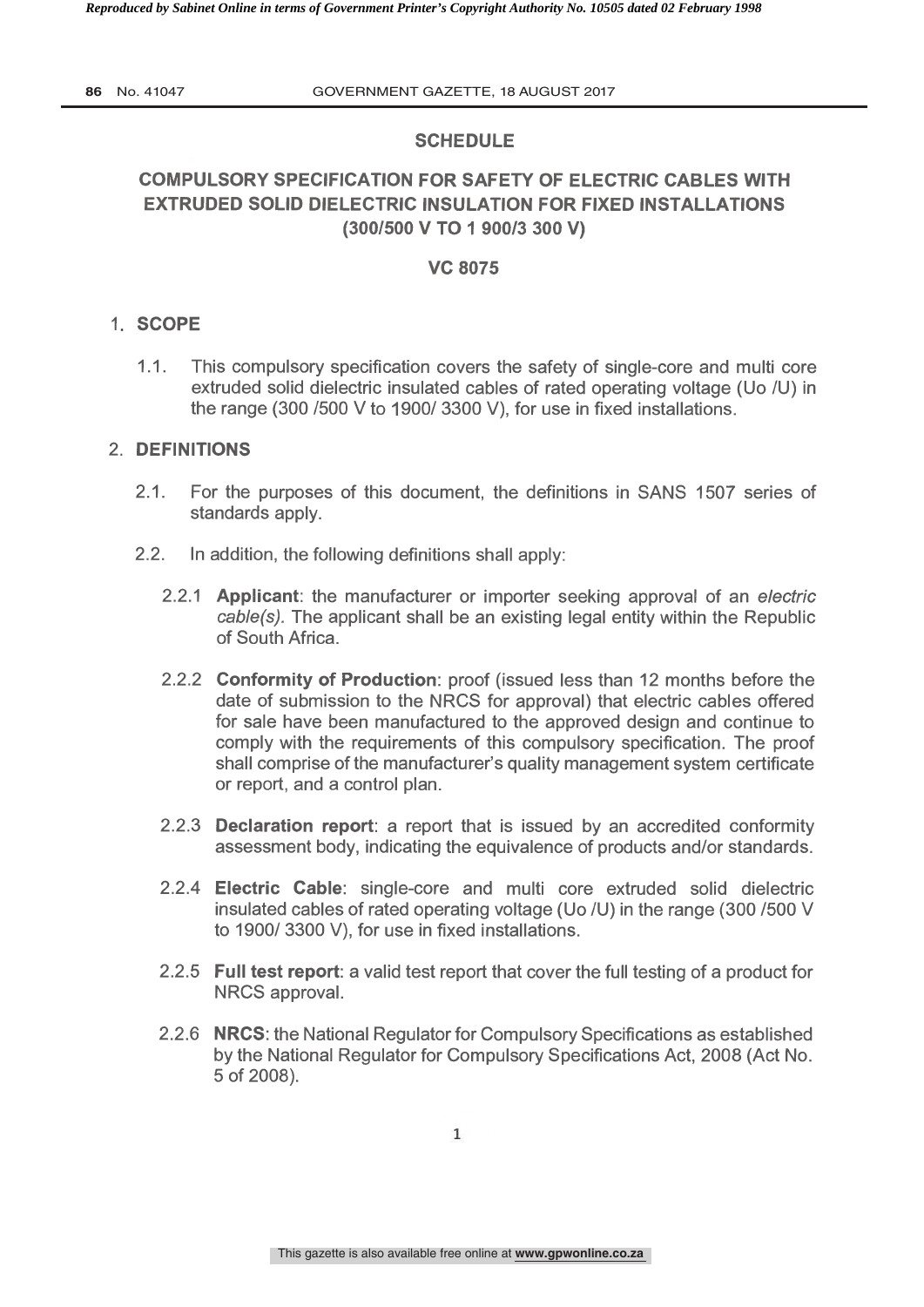## SCHEDULE

## COMPULSORY SPECIFICATION FOR SAFETY OF ELECTRIC CABLES WITH EXTRUDED SOLID DIELECTRIC INSULATION FOR FIXED INSTALLATIONS (300/500 V TO 1 900/3 300 V)

## VC 8075

### 1. SCOPE

1.1. This compulsory specification covers the safety of single-core and multi core extruded solid dielectric insulated cables of rated operating voltage (Uo /U) in the range (300 /500 V to 1900/ 3300 V), for use in fixed installations.

### 2. DEFINITIONS

2.1. For the purposes of this document, the definitions in SANS 1507 series of standards apply.

2.2. In addition, the following definitions shall apply:

2.2.1 **Applicant**: the manufacturer or importer seeking approval of an *electric cable(s).* The applicant shall be an existing legal entity within the Republic of South Africa.

2.2.2 **Conformity of Production**: proof (issued less than 12 months before the date of submission to the NRCS for approval) that electric cables offered for sale have been manufactured to the approved design and continue to comply with the requirements of this compulsory specification. The proof shall comprise of the manufacturer's quality management system certificate or report, and a control plan.

2.2.3 **Declaration report**: a report that is issued by an accredited conformity assessment body, indicating the equivalence of products and/or standards.

2.2.4 **Electric Cable**: single-core and multi core extruded solid dielectric insulated cables of rated operating voltage (Uo /U) in the range (300 /500 V to 1900/ 3300 V), for use in fixed installations.

2.2.5 **Full test report**: a valid test report that cover the full testing of a product for NRCS approval.

2.2.6 **NRCS**: the National Regulator for Compulsory Specifications as established by the National Regulator for Compulsory Specifications Act, 2008 (Act No. 5 of 2008).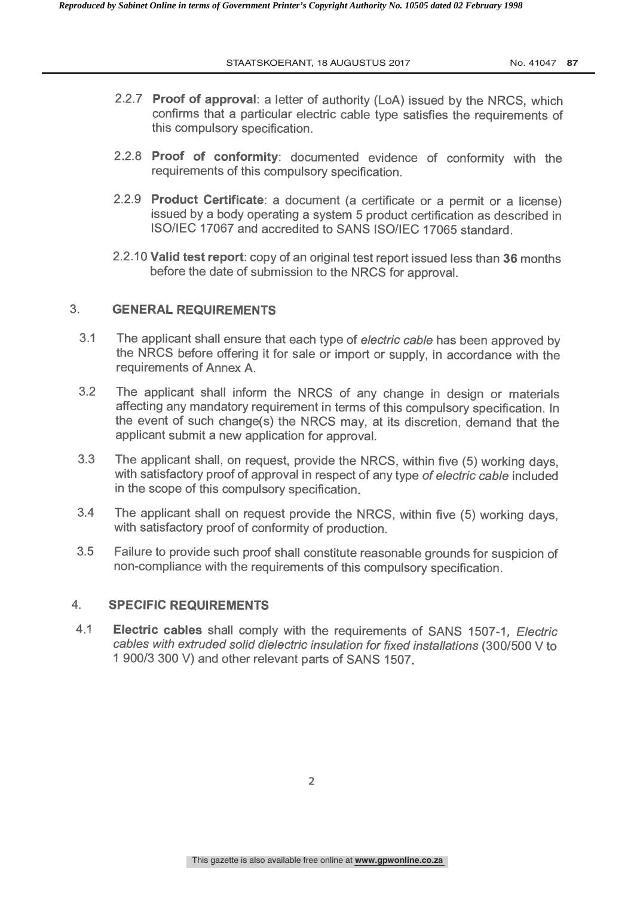2.2.7 **Proof of approval**: a letter of authority (LoA) issued by the NRCS, which confirms that a particular electric cable type satisfies the requirements of this compulsory specification.

2.2.8 **Proof of conformity**: documented evidence of conformity with the requirements of this compulsory specification.

2.2.9 **Product Certificate**: a document (a certificate or a permit or a license) issued by a body operating a system 5 product certification as described in ISO/IEC 17067 and accredited to SANS ISO/IEC 17065 standard.

2.2.10 **Valid test report**: copy of an original test report issued less than **36** months before the date of submission to the NRCS for approval.

## 3. GENERAL REQUIREMENTS

3.1 The applicant shall ensure that each type of *electric cable* has been approved by the NRCS before offering it for sale or import or supply, in accordance with the requirements of Annex A.

3.2 The applicant shall inform the NRCS of any change in design or materials affecting any mandatory requirement in terms of this compulsory specification. In the event of such change(s) the NRCS may, at its discretion, demand that the applicant submit a new application for approval.

3.3 The applicant shall, on request, provide the NRCS, within five (5) working days, with satisfactory proof of approval in respect of any type *of electric cable* included in the scope of this compulsory specification.

3.4 The applicant shall on request provide the NRCS, within five (5) working days, with satisfactory proof of conformity of production.

3.5 Failure to provide such proof shall constitute reasonable grounds for suspicion of non-compliance with the requirements of this compulsory specification.

## 4. SPECIFIC REQUIREMENTS

4.1 **Electric cables** shall comply with the requirements of SANS 1507-1, *Electric cables with extruded solid dielectric insulation for fixed installations* (300/500 V to 1 900/3 300 V) and other relevant parts of SANS 1507.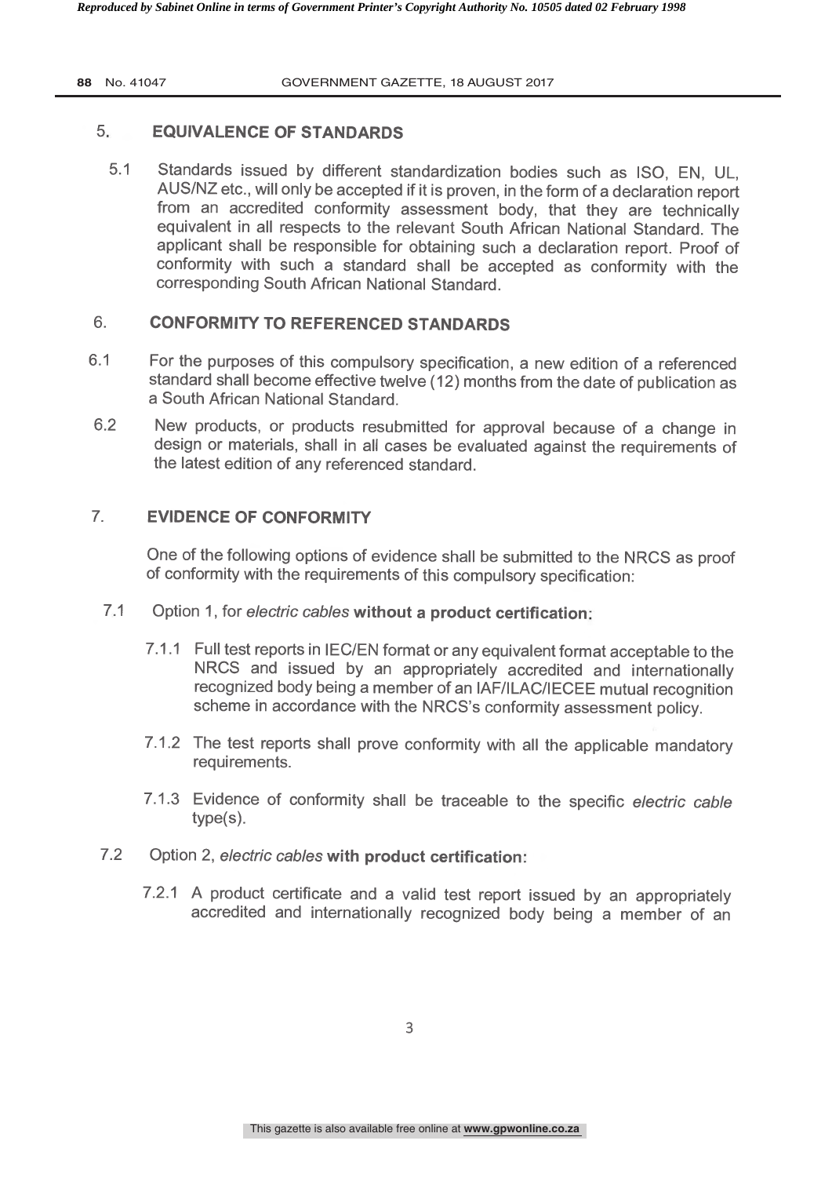## 5. EQUIVALENCE OF STANDARDS

5.1 Standards issued by different standardization bodies such as ISO, EN, UL, AUS/NZ etc., will only be accepted if it is proven, in the form of a declaration report from an accredited conformity assessment body, that they are technically equivalent in all respects to the relevant South African National Standard. The applicant shall be responsible for obtaining such a declaration report. Proof of conformity with such a standard shall be accepted as conformity with the corresponding South African National Standard.

## 6. CONFORMITY TO REFERENCED STANDARDS

6.1 For the purposes of this compulsory specification, a new edition of a referenced standard shall become effective twelve (12) months from the date of publication as a South African National Standard.

6.2 New products, or products resubmitted for approval because of a change in design or materials, shall in all cases be evaluated against the requirements of the latest edition of any referenced standard.

## 7. EVIDENCE OF CONFORMITY

One of the following options of evidence shall be submitted to the NRCS as proof of conformity with the requirements of this compulsory specification:

7.1 Option 1, for *electric cables* **without a product certification:**

7.1.1 Full test reports in IEC/EN format or any equivalent format acceptable to the NRCS and issued by an appropriately accredited and internationally recognized body being a member of an IAF/ILAC/IECEE mutual recognition scheme in accordance with the NRCS's conformity assessment policy.

7.1.2 The test reports shall prove conformity with all the applicable mandatory requirements.

7.1.3 Evidence of conformity shall be traceable to the specific *electric cable* type(s).

7.2 Option 2, *electric cables* **with product certification:**

7.2.1 A product certificate and a valid test report issued by an appropriately accredited and internationally recognized body being a member of an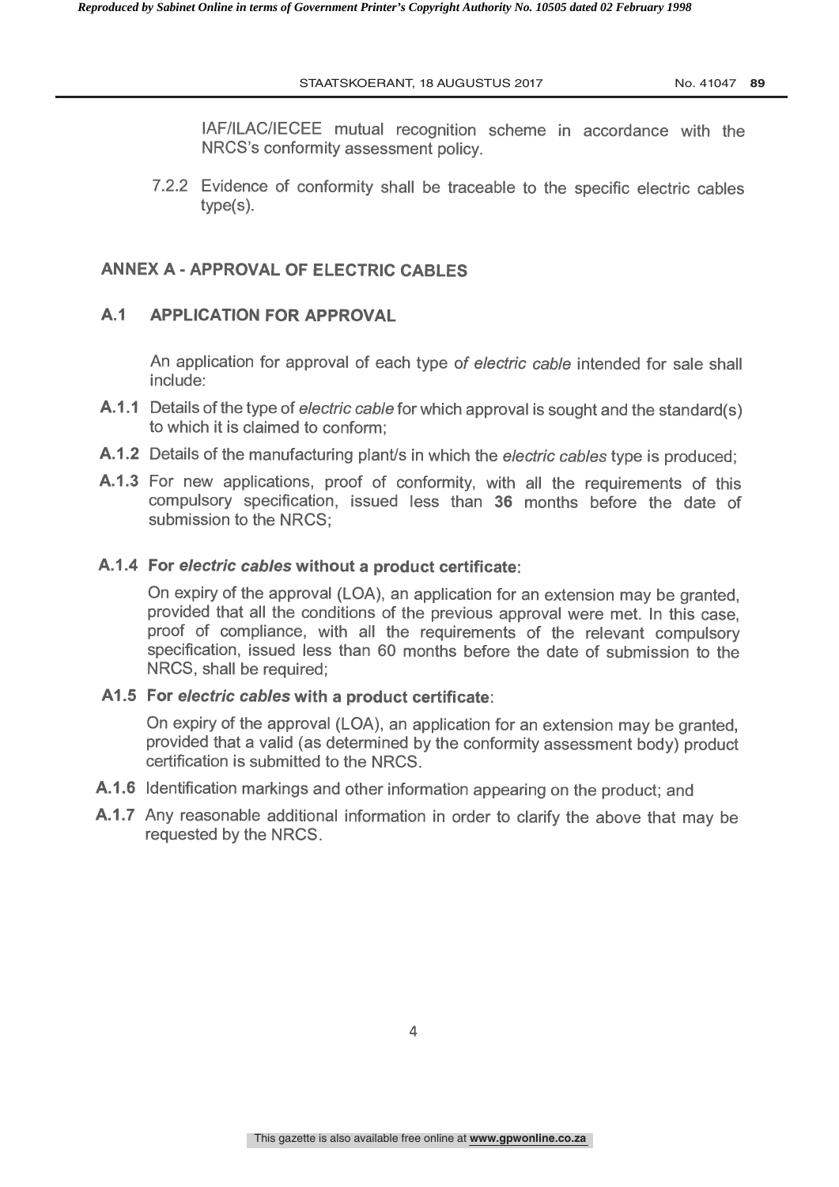IAF/ILAC/IECEE mutual recognition scheme in accordance with the NRCS's conformity assessment policy.

7.2.2 Evidence of conformity shall be traceable to the specific electric cables type(s).

## ANNEX A - APPROVAL OF ELECTRIC CABLES

### A.1 APPLICATION FOR APPROVAL

An application for approval of each type of *electric cable* intended for sale shall include:

**A.1.1** Details of the type of *electric cable* for which approval is sought and the standard(s) to which it is claimed to conform;

**A.1.2** Details of the manufacturing plant/s in which the *electric cables* type is produced;

**A.1.3** For new applications, proof of conformity, with all the requirements of this compulsory specification, issued less than **36** months before the date of submission to the NRCS;

**A.1.4 For *electric cables* without a product certificate**:

On expiry of the approval (LOA), an application for an extension may be granted, provided that all the conditions of the previous approval were met. In this case, proof of compliance, with all the requirements of the relevant compulsory specification, issued less than 60 months before the date of submission to the NRCS, shall be required;

**A1.5 For *electric cables* with a product certificate**:

On expiry of the approval (LOA), an application for an extension may be granted, provided that a valid (as determined by the conformity assessment body) product certification is submitted to the NRCS.

**A.1.6** Identification markings and other information appearing on the product; and

**A.1.7** Any reasonable additional information in order to clarify the above that may be requested by the NRCS.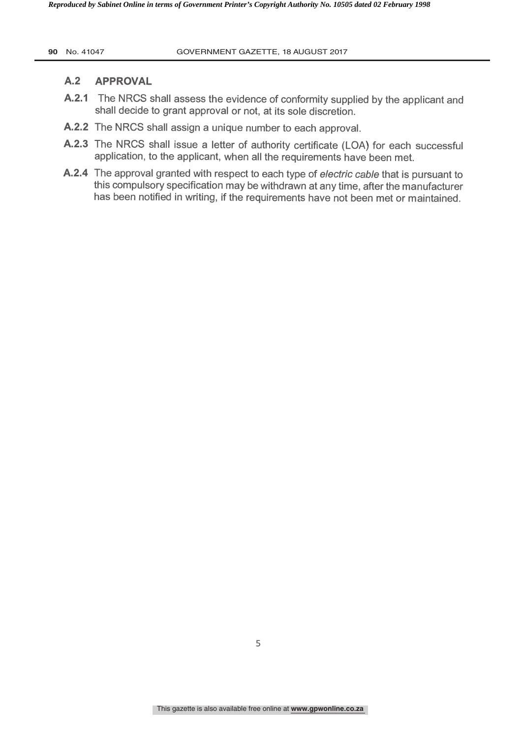## A.2 APPROVAL

**A.2.1** The NRCS shall assess the evidence of conformity supplied by the applicant and shall decide to grant approval or not, at its sole discretion.

**A.2.2** The NRCS shall assign a unique number to each approval.

**A.2.3** The NRCS shall issue a letter of authority certificate (LOA) for each successful application, to the applicant, when all the requirements have been met.

**A.2.4** The approval granted with respect to each type of *electric cable* that is pursuant to this compulsory specification may be withdrawn at any time, after the manufacturer has been notified in writing, if the requirements have not been met or maintained.